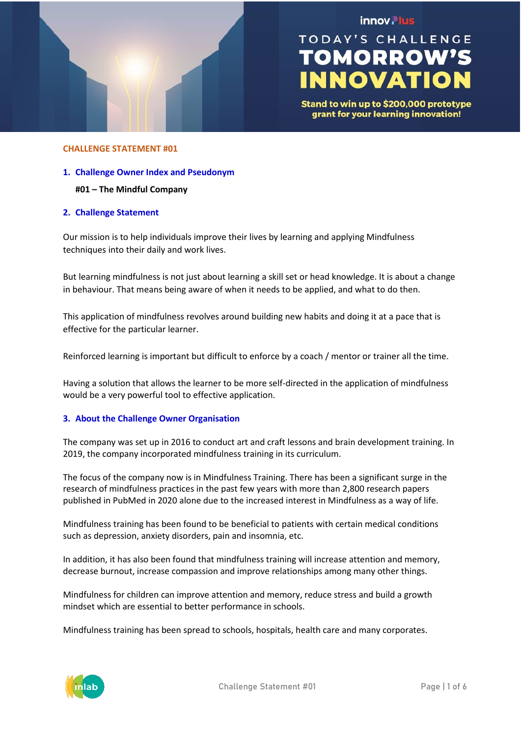innov Plus

TODAY'S CHALLENGE
# TOMORROW'S INNOVATION

**Stand to win up to $200,000 prototype grant for your learning innovation!**

## CHALLENGE STATEMENT #01

### 1. Challenge Owner Index and Pseudonym

**#01 – The Mindful Company**

### 2. Challenge Statement

Our mission is to help individuals improve their lives by learning and applying Mindfulness techniques into their daily and work lives.

But learning mindfulness is not just about learning a skill set or head knowledge. It is about a change in behaviour. That means being aware of when it needs to be applied, and what to do then.

This application of mindfulness revolves around building new habits and doing it at a pace that is effective for the particular learner.

Reinforced learning is important but difficult to enforce by a coach / mentor or trainer all the time.

Having a solution that allows the learner to be more self-directed in the application of mindfulness would be a very powerful tool to effective application.

### 3. About the Challenge Owner Organisation

The company was set up in 2016 to conduct art and craft lessons and brain development training. In 2019, the company incorporated mindfulness training in its curriculum.

The focus of the company now is in Mindfulness Training. There has been a significant surge in the research of mindfulness practices in the past few years with more than 2,800 research papers published in PubMed in 2020 alone due to the increased interest in Mindfulness as a way of life.

Mindfulness training has been found to be beneficial to patients with certain medical conditions such as depression, anxiety disorders, pain and insomnia, etc.

In addition, it has also been found that mindfulness training will increase attention and memory, decrease burnout, increase compassion and improve relationships among many other things.

Mindfulness for children can improve attention and memory, reduce stress and build a growth mindset which are essential to better performance in schools.

Mindfulness training has been spread to schools, hospitals, health care and many corporates.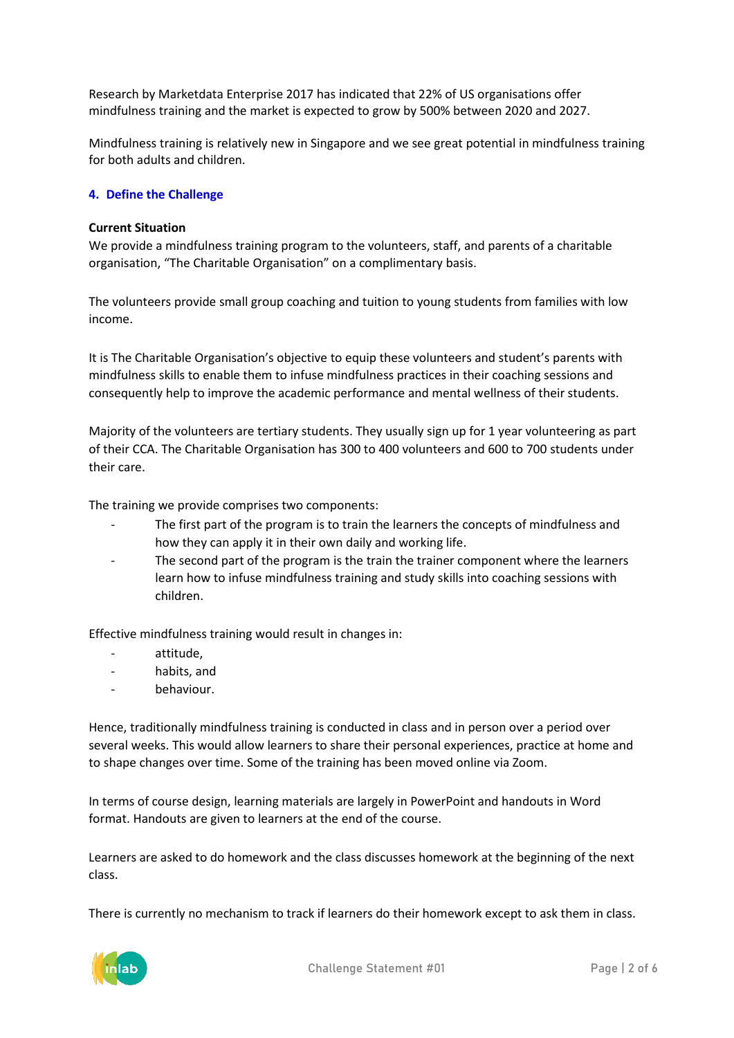Research by Marketdata Enterprise 2017 has indicated that 22% of US organisations offer mindfulness training and the market is expected to grow by 500% between 2020 and 2027.

Mindfulness training is relatively new in Singapore and we see great potential in mindfulness training for both adults and children.

## 4. Define the Challenge

**Current Situation**

We provide a mindfulness training program to the volunteers, staff, and parents of a charitable organisation, "The Charitable Organisation" on a complimentary basis.

The volunteers provide small group coaching and tuition to young students from families with low income.

It is The Charitable Organisation's objective to equip these volunteers and student's parents with mindfulness skills to enable them to infuse mindfulness practices in their coaching sessions and consequently help to improve the academic performance and mental wellness of their students.

Majority of the volunteers are tertiary students. They usually sign up for 1 year volunteering as part of their CCA. The Charitable Organisation has 300 to 400 volunteers and 600 to 700 students under their care.

The training we provide comprises two components:

- The first part of the program is to train the learners the concepts of mindfulness and how they can apply it in their own daily and working life.
- The second part of the program is the train the trainer component where the learners learn how to infuse mindfulness training and study skills into coaching sessions with children.

Effective mindfulness training would result in changes in:

- attitude,
- habits, and
- behaviour.

Hence, traditionally mindfulness training is conducted in class and in person over a period over several weeks. This would allow learners to share their personal experiences, practice at home and to shape changes over time. Some of the training has been moved online via Zoom.

In terms of course design, learning materials are largely in PowerPoint and handouts in Word format. Handouts are given to learners at the end of the course.

Learners are asked to do homework and the class discusses homework at the beginning of the next class.

There is currently no mechanism to track if learners do their homework except to ask them in class.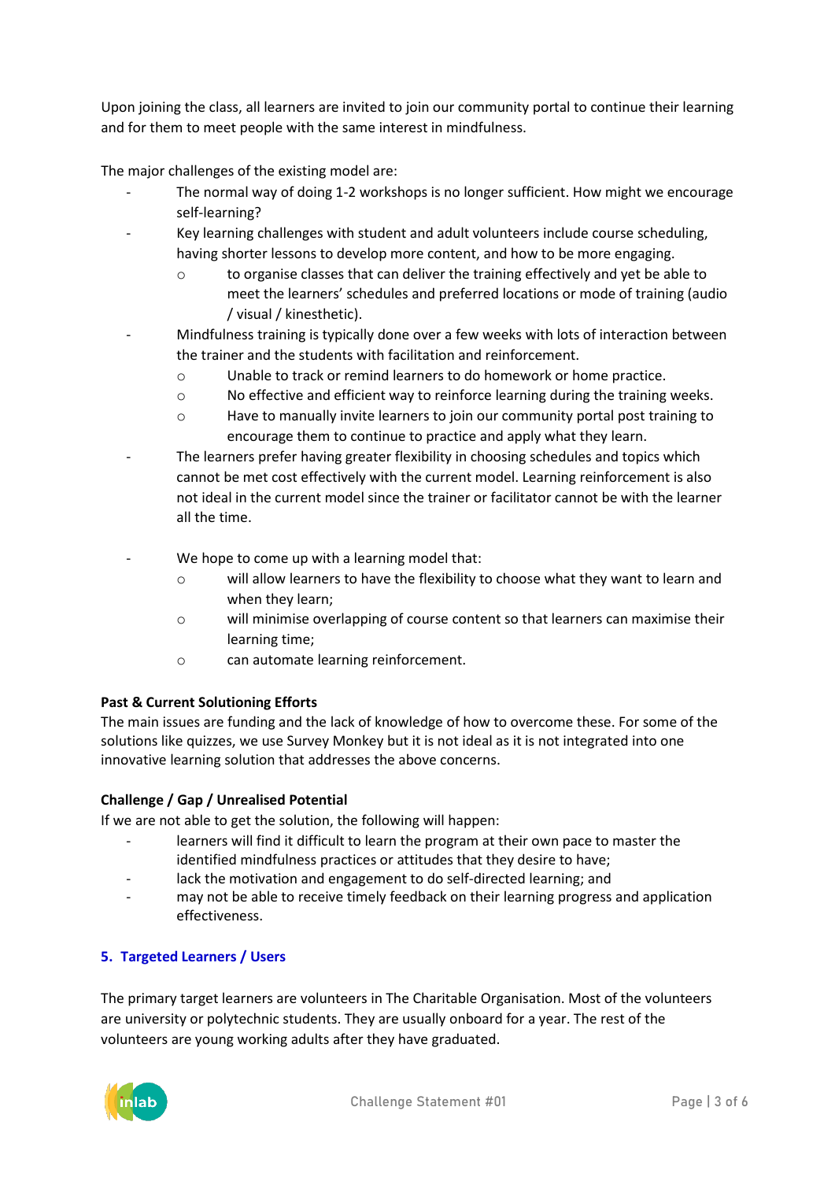Upon joining the class, all learners are invited to join our community portal to continue their learning and for them to meet people with the same interest in mindfulness.

The major challenges of the existing model are:

- The normal way of doing 1-2 workshops is no longer sufficient. How might we encourage self-learning?
- Key learning challenges with student and adult volunteers include course scheduling, having shorter lessons to develop more content, and how to be more engaging.
    - to organise classes that can deliver the training effectively and yet be able to meet the learners' schedules and preferred locations or mode of training (audio / visual / kinesthetic).
- Mindfulness training is typically done over a few weeks with lots of interaction between the trainer and the students with facilitation and reinforcement.
    - Unable to track or remind learners to do homework or home practice.
    - No effective and efficient way to reinforce learning during the training weeks.
    - Have to manually invite learners to join our community portal post training to encourage them to continue to practice and apply what they learn.
- The learners prefer having greater flexibility in choosing schedules and topics which cannot be met cost effectively with the current model. Learning reinforcement is also not ideal in the current model since the trainer or facilitator cannot be with the learner all the time.

- We hope to come up with a learning model that:
    - will allow learners to have the flexibility to choose what they want to learn and when they learn;
    - will minimise overlapping of course content so that learners can maximise their learning time;
    - can automate learning reinforcement.

**Past & Current Solutioning Efforts**

The main issues are funding and the lack of knowledge of how to overcome these. For some of the solutions like quizzes, we use Survey Monkey but it is not ideal as it is not integrated into one innovative learning solution that addresses the above concerns.

**Challenge / Gap / Unrealised Potential**

If we are not able to get the solution, the following will happen:

- learners will find it difficult to learn the program at their own pace to master the identified mindfulness practices or attitudes that they desire to have;
- lack the motivation and engagement to do self-directed learning; and
- may not be able to receive timely feedback on their learning progress and application effectiveness.

## 5. Targeted Learners / Users

The primary target learners are volunteers in The Charitable Organisation. Most of the volunteers are university or polytechnic students. They are usually onboard for a year. The rest of the volunteers are young working adults after they have graduated.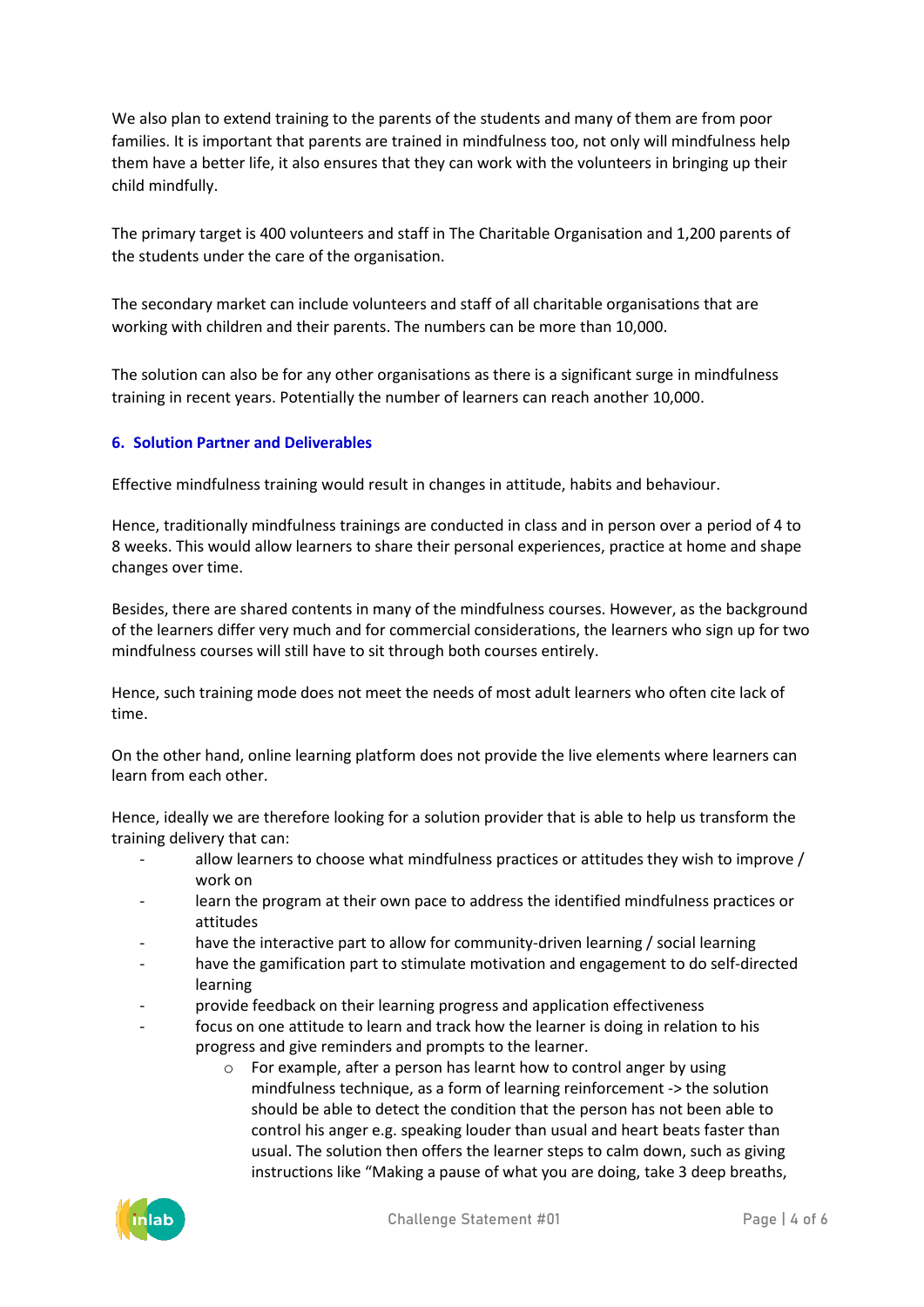We also plan to extend training to the parents of the students and many of them are from poor families. It is important that parents are trained in mindfulness too, not only will mindfulness help them have a better life, it also ensures that they can work with the volunteers in bringing up their child mindfully.

The primary target is 400 volunteers and staff in The Charitable Organisation and 1,200 parents of the students under the care of the organisation.

The secondary market can include volunteers and staff of all charitable organisations that are working with children and their parents. The numbers can be more than 10,000.

The solution can also be for any other organisations as there is a significant surge in mindfulness training in recent years. Potentially the number of learners can reach another 10,000.

## 6. Solution Partner and Deliverables

Effective mindfulness training would result in changes in attitude, habits and behaviour.

Hence, traditionally mindfulness trainings are conducted in class and in person over a period of 4 to 8 weeks. This would allow learners to share their personal experiences, practice at home and shape changes over time.

Besides, there are shared contents in many of the mindfulness courses. However, as the background of the learners differ very much and for commercial considerations, the learners who sign up for two mindfulness courses will still have to sit through both courses entirely.

Hence, such training mode does not meet the needs of most adult learners who often cite lack of time.

On the other hand, online learning platform does not provide the live elements where learners can learn from each other.

Hence, ideally we are therefore looking for a solution provider that is able to help us transform the training delivery that can:

- allow learners to choose what mindfulness practices or attitudes they wish to improve / work on
- learn the program at their own pace to address the identified mindfulness practices or attitudes
- have the interactive part to allow for community-driven learning / social learning
- have the gamification part to stimulate motivation and engagement to do self-directed learning
- provide feedback on their learning progress and application effectiveness
- focus on one attitude to learn and track how the learner is doing in relation to his progress and give reminders and prompts to the learner.
    - For example, after a person has learnt how to control anger by using mindfulness technique, as a form of learning reinforcement -> the solution should be able to detect the condition that the person has not been able to control his anger e.g. speaking louder than usual and heart beats faster than usual. The solution then offers the learner steps to calm down, such as giving instructions like "Making a pause of what you are doing, take 3 deep breaths,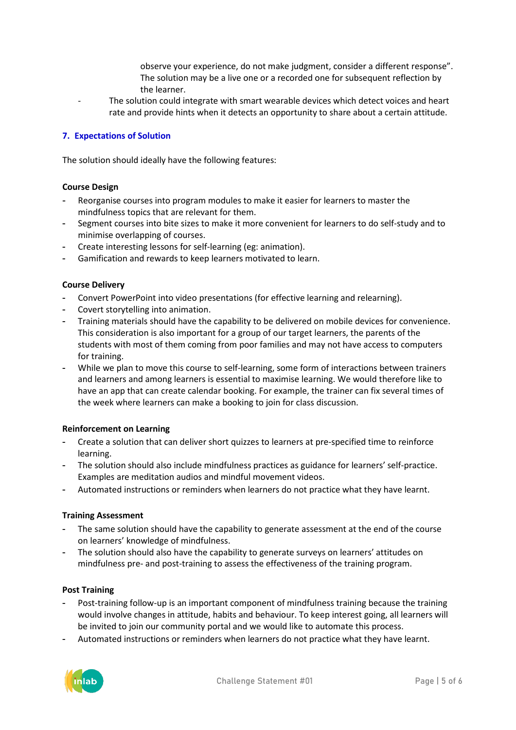observe your experience, do not make judgment, consider a different response". The solution may be a live one or a recorded one for subsequent reflection by the learner.

- The solution could integrate with smart wearable devices which detect voices and heart rate and provide hints when it detects an opportunity to share about a certain attitude.

## 7. Expectations of Solution

The solution should ideally have the following features:

**Course Design**

- Reorganise courses into program modules to make it easier for learners to master the mindfulness topics that are relevant for them.
- Segment courses into bite sizes to make it more convenient for learners to do self-study and to minimise overlapping of courses.
- Create interesting lessons for self-learning (eg: animation).
- Gamification and rewards to keep learners motivated to learn.

**Course Delivery**

- Convert PowerPoint into video presentations (for effective learning and relearning).
- Covert storytelling into animation.
- Training materials should have the capability to be delivered on mobile devices for convenience. This consideration is also important for a group of our target learners, the parents of the students with most of them coming from poor families and may not have access to computers for training.
- While we plan to move this course to self-learning, some form of interactions between trainers and learners and among learners is essential to maximise learning. We would therefore like to have an app that can create calendar booking. For example, the trainer can fix several times of the week where learners can make a booking to join for class discussion.

**Reinforcement on Learning**

- Create a solution that can deliver short quizzes to learners at pre-specified time to reinforce learning.
- The solution should also include mindfulness practices as guidance for learners' self-practice. Examples are meditation audios and mindful movement videos.
- Automated instructions or reminders when learners do not practice what they have learnt.

**Training Assessment**

- The same solution should have the capability to generate assessment at the end of the course on learners' knowledge of mindfulness.
- The solution should also have the capability to generate surveys on learners' attitudes on mindfulness pre- and post-training to assess the effectiveness of the training program.

**Post Training**

- Post-training follow-up is an important component of mindfulness training because the training would involve changes in attitude, habits and behaviour. To keep interest going, all learners will be invited to join our community portal and we would like to automate this process.
- Automated instructions or reminders when learners do not practice what they have learnt.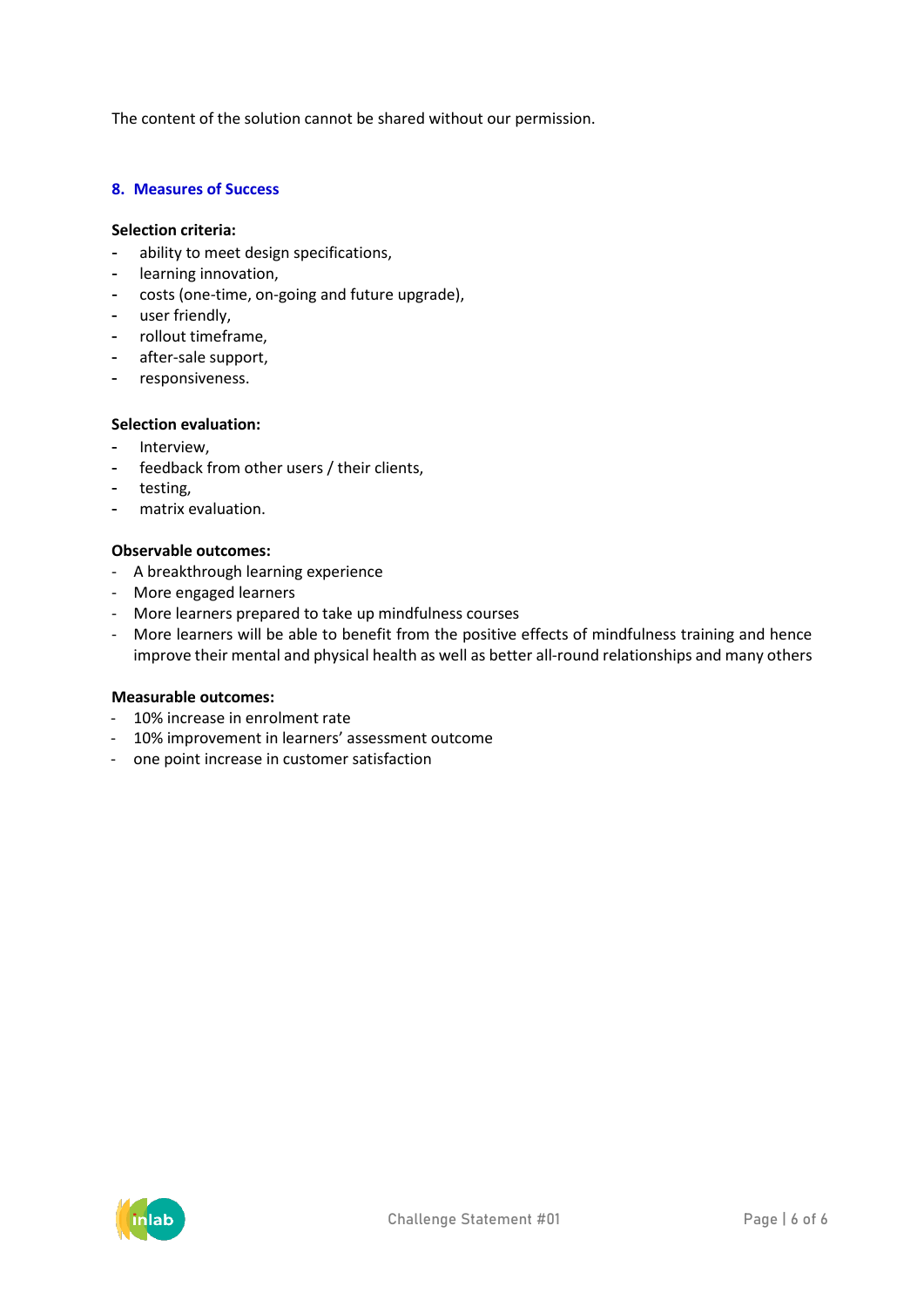The content of the solution cannot be shared without our permission.

## 8. Measures of Success

**Selection criteria:**

- ability to meet design specifications,
- learning innovation,
- costs (one-time, on-going and future upgrade),
- user friendly,
- rollout timeframe,
- after-sale support,
- responsiveness.

**Selection evaluation:**

- Interview,
- feedback from other users / their clients,
- testing,
- matrix evaluation.

**Observable outcomes:**

- A breakthrough learning experience
- More engaged learners
- More learners prepared to take up mindfulness courses
- More learners will be able to benefit from the positive effects of mindfulness training and hence improve their mental and physical health as well as better all-round relationships and many others

**Measurable outcomes:**

- 10% increase in enrolment rate
- 10% improvement in learners' assessment outcome
- one point increase in customer satisfaction